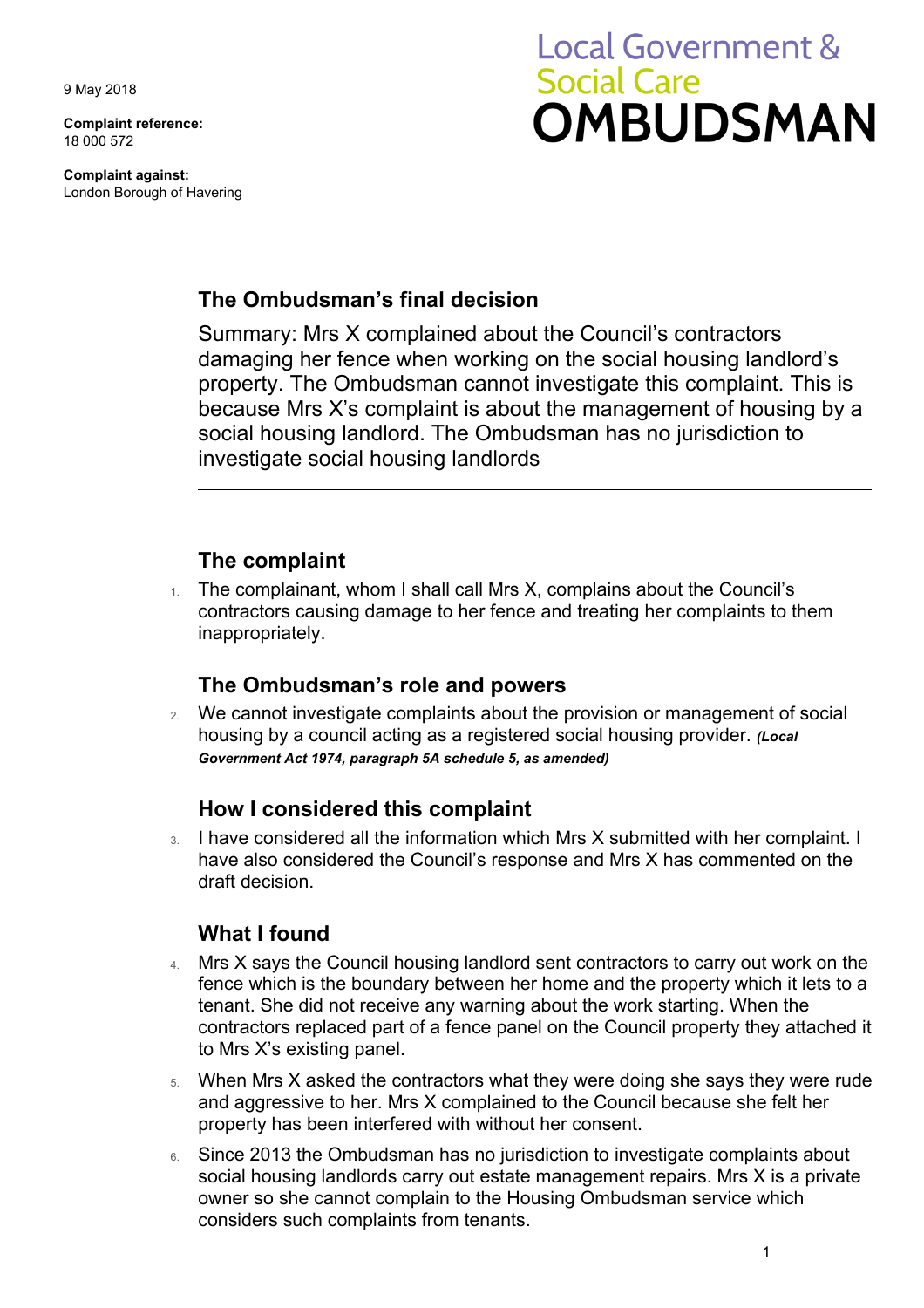9 May 2018

**Complaint reference:**
18 000 572

**Complaint against:**
London Borough of Havering

Local Government & Social Care **OMBUDSMAN**

## The Ombudsman's final decision

Summary: Mrs X complained about the Council's contractors damaging her fence when working on the social housing landlord's property. The Ombudsman cannot investigate this complaint. This is because Mrs X's complaint is about the management of housing by a social housing landlord. The Ombudsman has no jurisdiction to investigate social housing landlords

---

## The complaint

1. The complainant, whom I shall call Mrs X, complains about the Council's contractors causing damage to her fence and treating her complaints to them inappropriately.

## The Ombudsman's role and powers

2. We cannot investigate complaints about the provision or management of social housing by a council acting as a registered social housing provider. ***(Local Government Act 1974, paragraph 5A schedule 5, as amended)***

## How I considered this complaint

3. I have considered all the information which Mrs X submitted with her complaint. I have also considered the Council's response and Mrs X has commented on the draft decision.

## What I found

4. Mrs X says the Council housing landlord sent contractors to carry out work on the fence which is the boundary between her home and the property which it lets to a tenant. She did not receive any warning about the work starting. When the contractors replaced part of a fence panel on the Council property they attached it to Mrs X's existing panel.
5. When Mrs X asked the contractors what they were doing she says they were rude and aggressive to her. Mrs X complained to the Council because she felt her property has been interfered with without her consent.
6. Since 2013 the Ombudsman has no jurisdiction to investigate complaints about social housing landlords carry out estate management repairs. Mrs X is a private owner so she cannot complain to the Housing Ombudsman service which considers such complaints from tenants.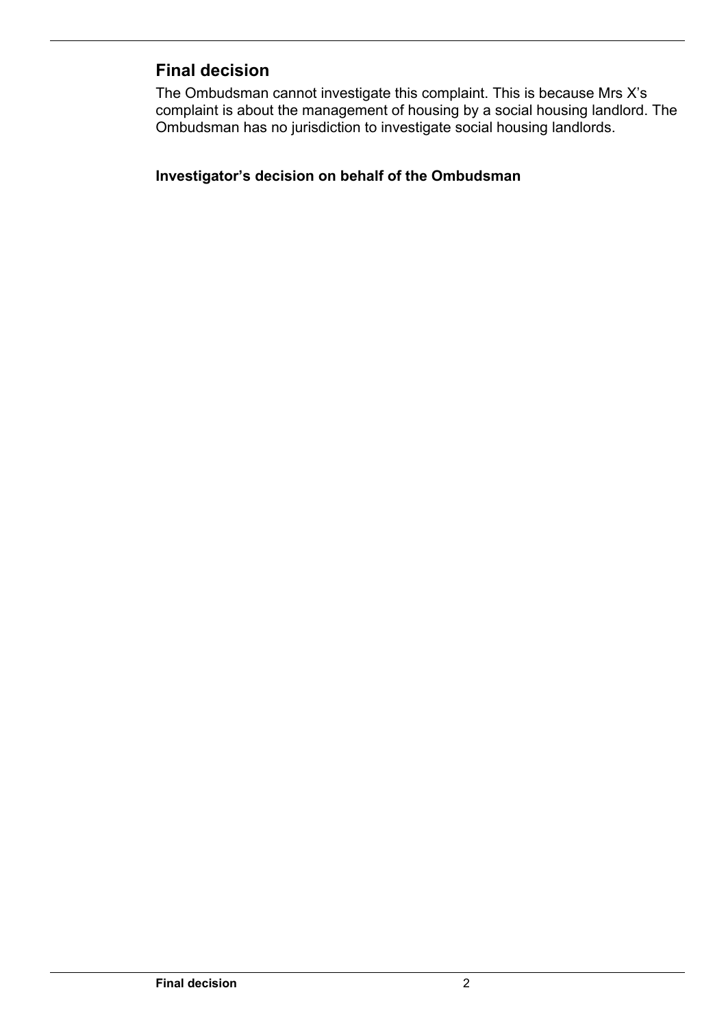## Final decision

The Ombudsman cannot investigate this complaint. This is because Mrs X's complaint is about the management of housing by a social housing landlord. The Ombudsman has no jurisdiction to investigate social housing landlords.

**Investigator's decision on behalf of the Ombudsman**